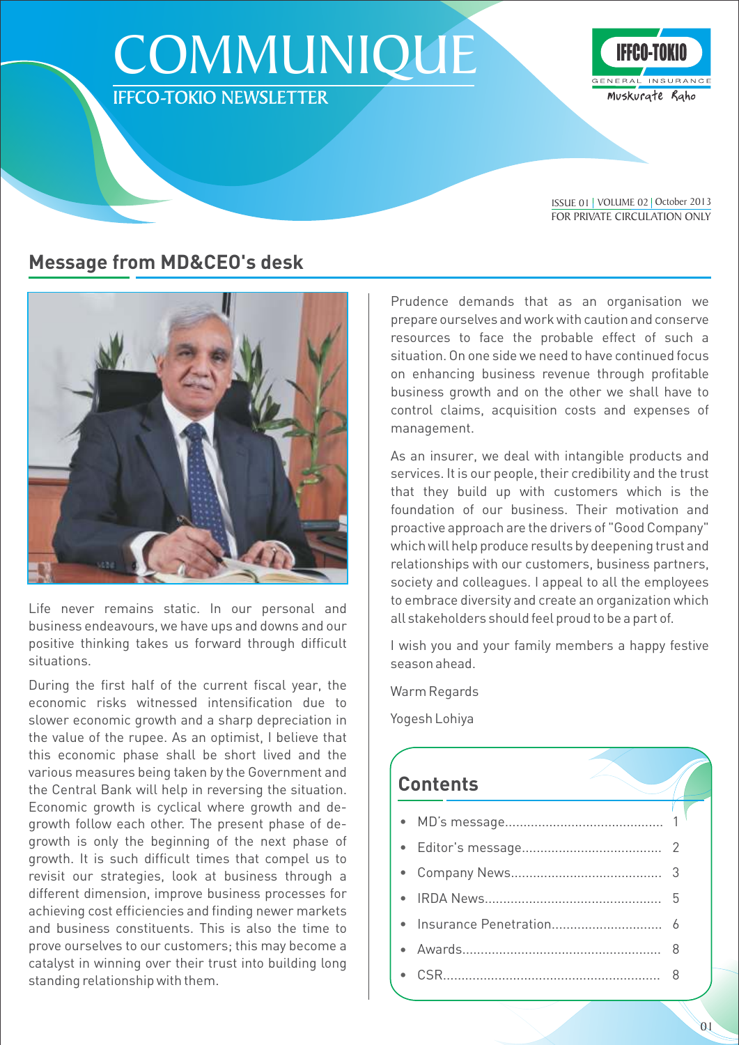# COMMUNIQUE

IFFCO-TOKIO NEWSLETTER

IFFCO-TOKIO GENERAL INSURANCE Muskurate Raho

ISSUE 01 | VOLUME 02 | October 2013
FOR PRIVATE CIRCULATION ONLY

## Message from MD&CEO's desk

Life never remains static. In our personal and business endeavours, we have ups and downs and our positive thinking takes us forward through difficult situations.

During the first half of the current fiscal year, the economic risks witnessed intensification due to slower economic growth and a sharp depreciation in the value of the rupee. As an optimist, I believe that this economic phase shall be short lived and the various measures being taken by the Government and the Central Bank will help in reversing the situation. Economic growth is cyclical where growth and de-growth follow each other. The present phase of de-growth is only the beginning of the next phase of growth. It is such difficult times that compel us to revisit our strategies, look at business through a different dimension, improve business processes for achieving cost efficiencies and finding newer markets and business constituents. This is also the time to prove ourselves to our customers; this may become a catalyst in winning over their trust into building long standing relationship with them.

Prudence demands that as an organisation we prepare ourselves and work with caution and conserve resources to face the probable effect of such a situation. On one side we need to have continued focus on enhancing business revenue through profitable business growth and on the other we shall have to control claims, acquisition costs and expenses of management.

As an insurer, we deal with intangible products and services. It is our people, their credibility and the trust that they build up with customers which is the foundation of our business. Their motivation and proactive approach are the drivers of "Good Company" which will help produce results by deepening trust and relationships with our customers, business partners, society and colleagues. I appeal to all the employees to embrace diversity and create an organization which all stakeholders should feel proud to be a part of.

I wish you and your family members a happy festive season ahead.

Warm Regards

Yogesh Lohiya

## Contents

- MD's message .......... 1
- Editor's message .......... 2
- Company News .......... 3
- IRDA News .......... 5
- Insurance Penetration .......... 6
- Awards .......... 8
- CSR .......... 8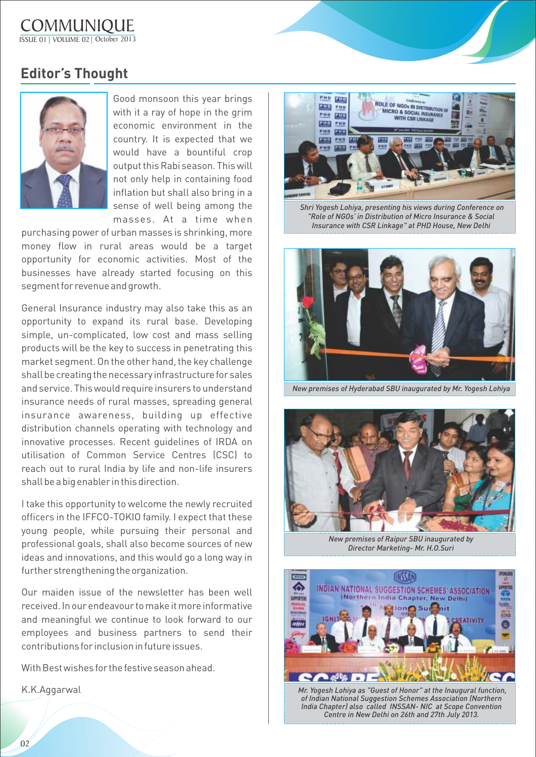## Editor's Thought

Good monsoon this year brings with it a ray of hope in the grim economic environment in the country. It is expected that we would have a bountiful crop output this Rabi season. This will not only help in containing food inflation but shall also bring in a sense of well being among the masses. At a time when purchasing power of urban masses is shrinking, more money flow in rural areas would be a target opportunity for economic activities. Most of the businesses have already started focusing on this segment for revenue and growth.

General Insurance industry may also take this as an opportunity to expand its rural base. Developing simple, un-complicated, low cost and mass selling products will be the key to success in penetrating this market segment. On the other hand, the key challenge shall be creating the necessary infrastructure for sales and service. This would require insurers to understand insurance needs of rural masses, spreading general insurance awareness, building up effective distribution channels operating with technology and innovative processes. Recent guidelines of IRDA on utilisation of Common Service Centres (CSC) to reach out to rural India by life and non-life insurers shall be a big enabler in this direction.

I take this opportunity to welcome the newly recruited officers in the IFFCO-TOKIO family. I expect that these young people, while pursuing their personal and professional goals, shall also become sources of new ideas and innovations, and this would go a long way in further strengthening the organization.

Our maiden issue of the newsletter has been well received. In our endeavour to make it more informative and meaningful we continue to look forward to our employees and business partners to send their contributions for inclusion in future issues.

With Best wishes for the festive season ahead.

K.K.Aggarwal

*Shri Yogesh Lohiya, presenting his views during Conference on "Role of NGOs' in Distribution of Micro Insurance & Social Insurance with CSR Linkage" at PHD House, New Delhi*

*New premises of Hyderabad SBU inaugurated by Mr. Yogesh Lohiya*

*New premises of Raipur SBU inaugurated by Director Marketing- Mr. H.O.Suri*

*Mr. Yogesh Lohiya as "Guest of Honor" at the Inaugural function, of Indian National Suggestion Schemes Association (Northern India Chapter) also called INSSAN- NIC at Scope Convention Centre in New Delhi on 26th and 27th July 2013.*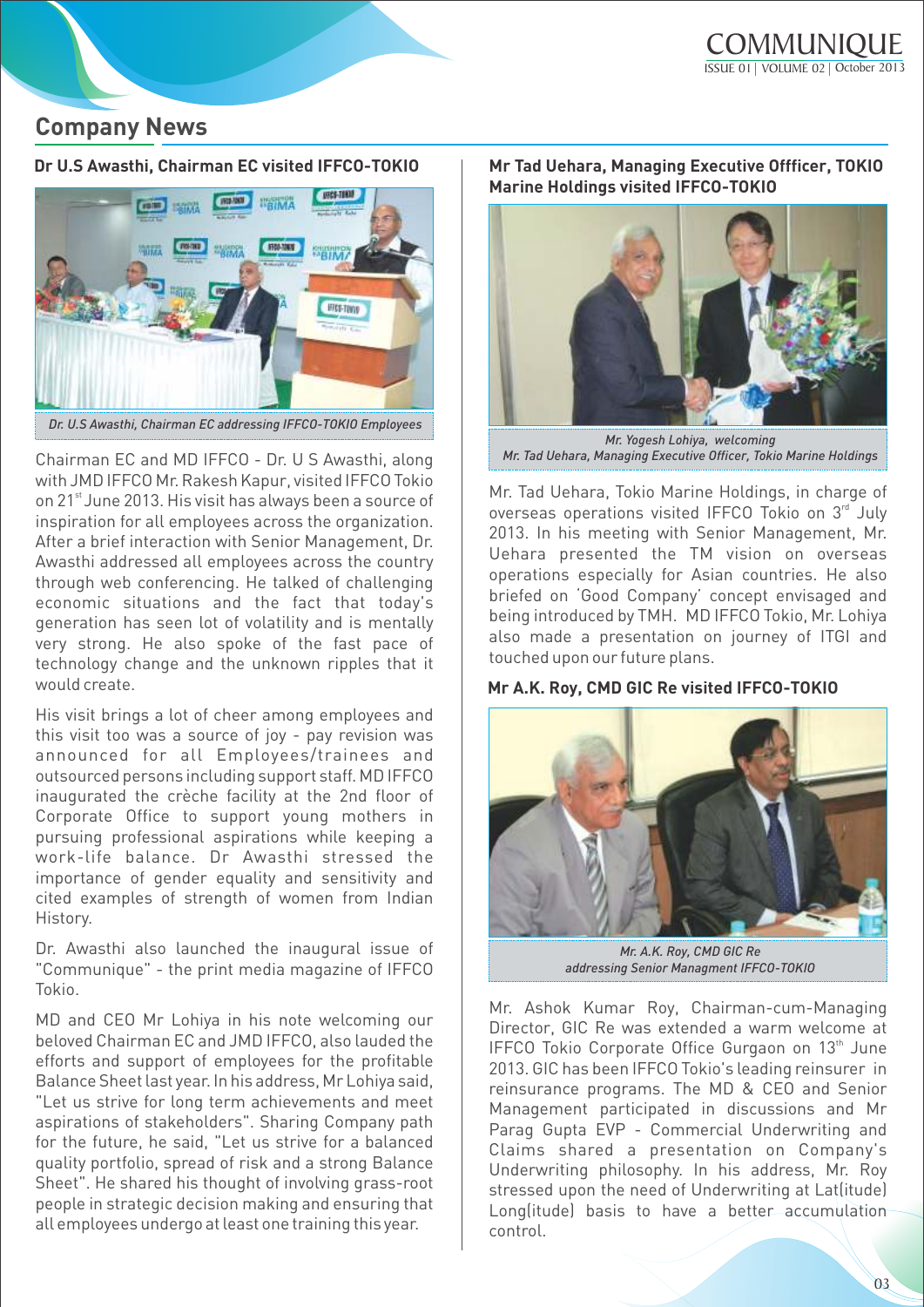## Company News

### Dr U.S Awasthi, Chairman EC visited IFFCO-TOKIO

*Dr. U.S Awasthi, Chairman EC addressing IFFCO-TOKIO Employees*

Chairman EC and MD IFFCO - Dr. U S Awasthi, along with JMD IFFCO Mr. Rakesh Kapur, visited IFFCO Tokio on 21st June 2013. His visit has always been a source of inspiration for all employees across the organization. After a brief interaction with Senior Management, Dr. Awasthi addressed all employees across the country through web conferencing. He talked of challenging economic situations and the fact that today's generation has seen lot of volatility and is mentally very strong. He also spoke of the fast pace of technology change and the unknown ripples that it would create.

His visit brings a lot of cheer among employees and this visit too was a source of joy - pay revision was announced for all Employees/trainees and outsourced persons including support staff. MD IFFCO inaugurated the crèche facility at the 2nd floor of Corporate Office to support young mothers in pursuing professional aspirations while keeping a work-life balance. Dr Awasthi stressed the importance of gender equality and sensitivity and cited examples of strength of women from Indian History.

Dr. Awasthi also launched the inaugural issue of "Communique" - the print media magazine of IFFCO Tokio.

MD and CEO Mr Lohiya in his note welcoming our beloved Chairman EC and JMD IFFCO, also lauded the efforts and support of employees for the profitable Balance Sheet last year. In his address, Mr Lohiya said, "Let us strive for long term achievements and meet aspirations of stakeholders". Sharing Company path for the future, he said, "Let us strive for a balanced quality portfolio, spread of risk and a strong Balance Sheet". He shared his thought of involving grass-root people in strategic decision making and ensuring that all employees undergo at least one training this year.

### Mr Tad Uehara, Managing Executive Offficer, TOKIO Marine Holdings visited IFFCO-TOKIO

*Mr. Yogesh Lohiya, welcoming Mr. Tad Uehara, Managing Executive Officer, Tokio Marine Holdings*

Mr. Tad Uehara, Tokio Marine Holdings, in charge of overseas operations visited IFFCO Tokio on 3rd July 2013. In his meeting with Senior Management, Mr. Uehara presented the TM vision on overseas operations especially for Asian countries. He also briefed on 'Good Company' concept envisaged and being introduced by TMH. MD IFFCO Tokio, Mr. Lohiya also made a presentation on journey of ITGI and touched upon our future plans.

### Mr A.K. Roy, CMD GIC Re visited IFFCO-TOKIO

*Mr. A.K. Roy, CMD GIC Re addressing Senior Managment IFFCO-TOKIO*

Mr. Ashok Kumar Roy, Chairman-cum-Managing Director, GIC Re was extended a warm welcome at IFFCO Tokio Corporate Office Gurgaon on 13th June 2013. GIC has been IFFCO Tokio's leading reinsurer in reinsurance programs. The MD & CEO and Senior Management participated in discussions and Mr Parag Gupta EVP - Commercial Underwriting and Claims shared a presentation on Company's Underwriting philosophy. In his address, Mr. Roy stressed upon the need of Underwriting at Lat(itude) Long(itude) basis to have a better accumulation control.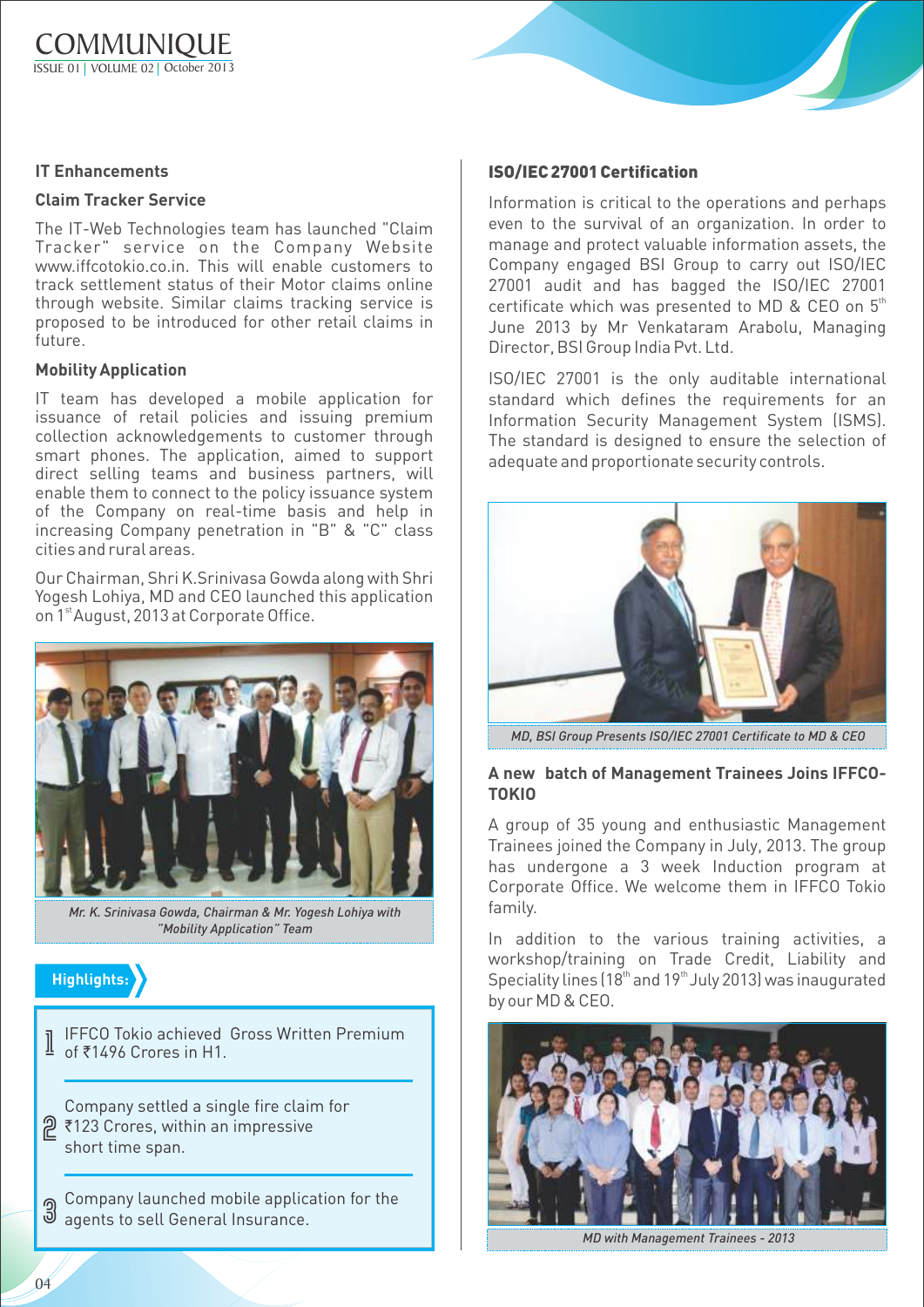## IT Enhancements

### Claim Tracker Service

The IT-Web Technologies team has launched "Claim Tracker" service on the Company Website www.iffcotokio.co.in. This will enable customers to track settlement status of their Motor claims online through website. Similar claims tracking service is proposed to be introduced for other retail claims in future.

### Mobility Application

IT team has developed a mobile application for issuance of retail policies and issuing premium collection acknowledgements to customer through smart phones. The application, aimed to support direct selling teams and business partners, will enable them to connect to the policy issuance system of the Company on real-time basis and help in increasing Company penetration in "B" & "C" class cities and rural areas.

Our Chairman, Shri K.Srinivasa Gowda along with Shri Yogesh Lohiya, MD and CEO launched this application on 1st August, 2013 at Corporate Office.

*Mr. K. Srinivasa Gowda, Chairman & Mr. Yogesh Lohiya with "Mobility Application" Team*

### Highlights:

1. IFFCO Tokio achieved Gross Written Premium of ₹1496 Crores in H1.
2. Company settled a single fire claim for ₹123 Crores, within an impressive short time span.
3. Company launched mobile application for the agents to sell General Insurance.

## ISO/IEC 27001 Certification

Information is critical to the operations and perhaps even to the survival of an organization. In order to manage and protect valuable information assets, the Company engaged BSI Group to carry out ISO/IEC 27001 audit and has bagged the ISO/IEC 27001 certificate which was presented to MD & CEO on 5th June 2013 by Mr Venkataram Arabolu, Managing Director, BSI Group India Pvt. Ltd.

ISO/IEC 27001 is the only auditable international standard which defines the requirements for an Information Security Management System (ISMS). The standard is designed to ensure the selection of adequate and proportionate security controls.

*MD, BSI Group Presents ISO/IEC 27001 Certificate to MD & CEO*

## A new batch of Management Trainees Joins IFFCO-TOKIO

A group of 35 young and enthusiastic Management Trainees joined the Company in July, 2013. The group has undergone a 3 week Induction program at Corporate Office. We welcome them in IFFCO Tokio family.

In addition to the various training activities, a workshop/training on Trade Credit, Liability and Speciality lines (18th and 19th July 2013) was inaugurated by our MD & CEO.

*MD with Management Trainees - 2013*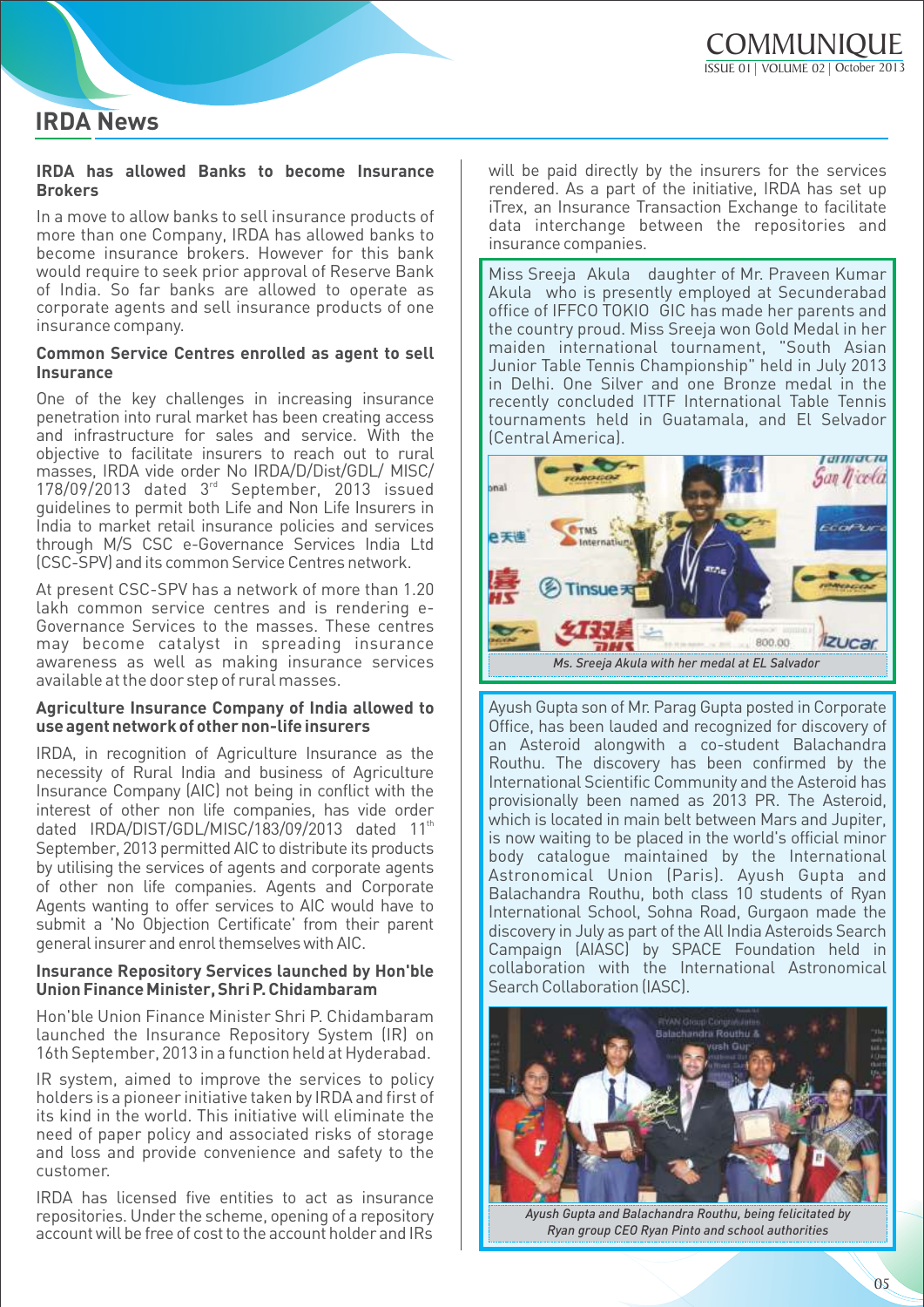## IRDA News

**IRDA has allowed Banks to become Insurance Brokers**

In a move to allow banks to sell insurance products of more than one Company, IRDA has allowed banks to become insurance brokers. However for this bank would require to seek prior approval of Reserve Bank of India. So far banks are allowed to operate as corporate agents and sell insurance products of one insurance company.

**Common Service Centres enrolled as agent to sell Insurance**

One of the key challenges in increasing insurance penetration into rural market has been creating access and infrastructure for sales and service. With the objective to facilitate insurers to reach out to rural masses, IRDA vide order No IRDA/D/Dist/GDL/ MISC/ 178/09/2013 dated 3rd September, 2013 issued guidelines to permit both Life and Non Life Insurers in India to market retail insurance policies and services through M/S CSC e-Governance Services India Ltd (CSC-SPV) and its common Service Centres network.

At present CSC-SPV has a network of more than 1.20 lakh common service centres and is rendering e-Governance Services to the masses. These centres may become catalyst in spreading insurance awareness as well as making insurance services available at the door step of rural masses.

**Agriculture Insurance Company of India allowed to use agent network of other non-life insurers**

IRDA, in recognition of Agriculture Insurance as the necessity of Rural India and business of Agriculture Insurance Company (AIC) not being in conflict with the interest of other non life companies, has vide order dated IRDA/DIST/GDL/MISC/183/09/2013 dated 11th September, 2013 permitted AIC to distribute its products by utilising the services of agents and corporate agents of other non life companies. Agents and Corporate Agents wanting to offer services to AIC would have to submit a 'No Objection Certificate' from their parent general insurer and enrol themselves with AIC.

**Insurance Repository Services launched by Hon'ble Union Finance Minister, Shri P. Chidambaram**

Hon'ble Union Finance Minister Shri P. Chidambaram launched the Insurance Repository System (IR) on 16th September, 2013 in a function held at Hyderabad.

IR system, aimed to improve the services to policy holders is a pioneer initiative taken by IRDA and first of its kind in the world. This initiative will eliminate the need of paper policy and associated risks of storage and loss and provide convenience and safety to the customer.

IRDA has licensed five entities to act as insurance repositories. Under the scheme, opening of a repository account will be free of cost to the account holder and IRs will be paid directly by the insurers for the services rendered. As a part of the initiative, IRDA has set up iTrex, an Insurance Transaction Exchange to facilitate data interchange between the repositories and insurance companies.

Miss Sreeja Akula daughter of Mr. Praveen Kumar Akula who is presently employed at Secunderabad office of IFFCO TOKIO GIC has made her parents and the country proud. Miss Sreeja won Gold Medal in her maiden international tournament, "South Asian Junior Table Tennis Championship" held in July 2013 in Delhi. One Silver and one Bronze medal in the recently concluded ITTF International Table Tennis tournaments held in Guatamala, and El Selvador (Central America).

*Ms. Sreeja Akula with her medal at EL Salvador*

Ayush Gupta son of Mr. Parag Gupta posted in Corporate Office, has been lauded and recognized for discovery of an Asteroid alongwith a co-student Balachandra Routhu. The discovery has been confirmed by the International Scientific Community and the Asteroid has provisionally been named as 2013 PR. The Asteroid, which is located in main belt between Mars and Jupiter, is now waiting to be placed in the world's official minor body catalogue maintained by the International Astronomical Union (Paris). Ayush Gupta and Balachandra Routhu, both class 10 students of Ryan International School, Sohna Road, Gurgaon made the discovery in July as part of the All India Asteroids Search Campaign (AIASC) by SPACE Foundation held in collaboration with the International Astronomical Search Collaboration (IASC).

*Ayush Gupta and Balachandra Routhu, being felicitated by Ryan group CEO Ryan Pinto and school authorities*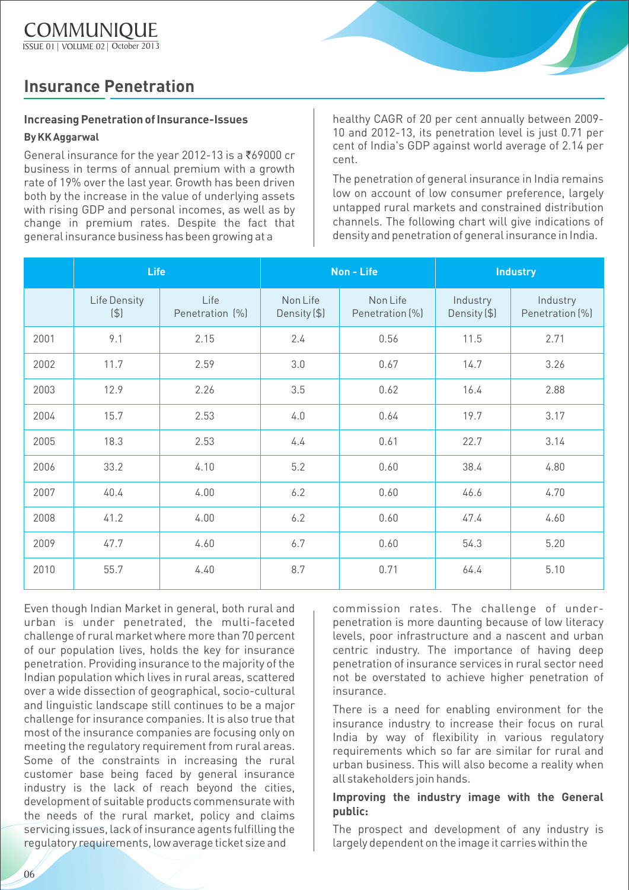## Insurance Penetration

### Increasing Penetration of Insurance-Issues

**By KK Aggarwal**

General insurance for the year 2012-13 is a ₹69000 cr business in terms of annual premium with a growth rate of 19% over the last year. Growth has been driven both by the increase in the value of underlying assets with rising GDP and personal incomes, as well as by change in premium rates. Despite the fact that general insurance business has been growing at a healthy CAGR of 20 per cent annually between 2009-10 and 2012-13, its penetration level is just 0.71 per cent of India's GDP against world average of 2.14 per cent.

The penetration of general insurance in India remains low on account of low consumer preference, largely untapped rural markets and constrained distribution channels. The following chart will give indications of density and penetration of general insurance in India.

| | Life | | Non - Life | | Industry | |
|---|---|---|---|---|---|---|
| | Life Density ($) | Life Penetration (%) | Non Life Density ($) | Non Life Penetration (%) | Industry Density ($) | Industry Penetration (%) |
| 2001 | 9.1 | 2.15 | 2.4 | 0.56 | 11.5 | 2.71 |
| 2002 | 11.7 | 2.59 | 3.0 | 0.67 | 14.7 | 3.26 |
| 2003 | 12.9 | 2.26 | 3.5 | 0.62 | 16.4 | 2.88 |
| 2004 | 15.7 | 2.53 | 4.0 | 0.64 | 19.7 | 3.17 |
| 2005 | 18.3 | 2.53 | 4.4 | 0.61 | 22.7 | 3.14 |
| 2006 | 33.2 | 4.10 | 5.2 | 0.60 | 38.4 | 4.80 |
| 2007 | 40.4 | 4.00 | 6.2 | 0.60 | 46.6 | 4.70 |
| 2008 | 41.2 | 4.00 | 6.2 | 0.60 | 47.4 | 4.60 |
| 2009 | 47.7 | 4.60 | 6.7 | 0.60 | 54.3 | 5.20 |
| 2010 | 55.7 | 4.40 | 8.7 | 0.71 | 64.4 | 5.10 |

Even though Indian Market in general, both rural and urban is under penetrated, the multi-faceted challenge of rural market where more than 70 percent of our population lives, holds the key for insurance penetration. Providing insurance to the majority of the Indian population which lives in rural areas, scattered over a wide dissection of geographical, socio-cultural and linguistic landscape still continues to be a major challenge for insurance companies. It is also true that most of the insurance companies are focusing only on meeting the regulatory requirement from rural areas. Some of the constraints in increasing the rural customer base being faced by general insurance industry is the lack of reach beyond the cities, development of suitable products commensurate with the needs of the rural market, policy and claims servicing issues, lack of insurance agents fulfilling the regulatory requirements, low average ticket size and commission rates. The challenge of under-penetration is more daunting because of low literacy levels, poor infrastructure and a nascent and urban centric industry. The importance of having deep penetration of insurance services in rural sector need not be overstated to achieve higher penetration of insurance.

There is a need for enabling environment for the insurance industry to increase their focus on rural India by way of flexibility in various regulatory requirements which so far are similar for rural and urban business. This will also become a reality when all stakeholders join hands.

**Improving the industry image with the General public:**

The prospect and development of any industry is largely dependent on the image it carries within the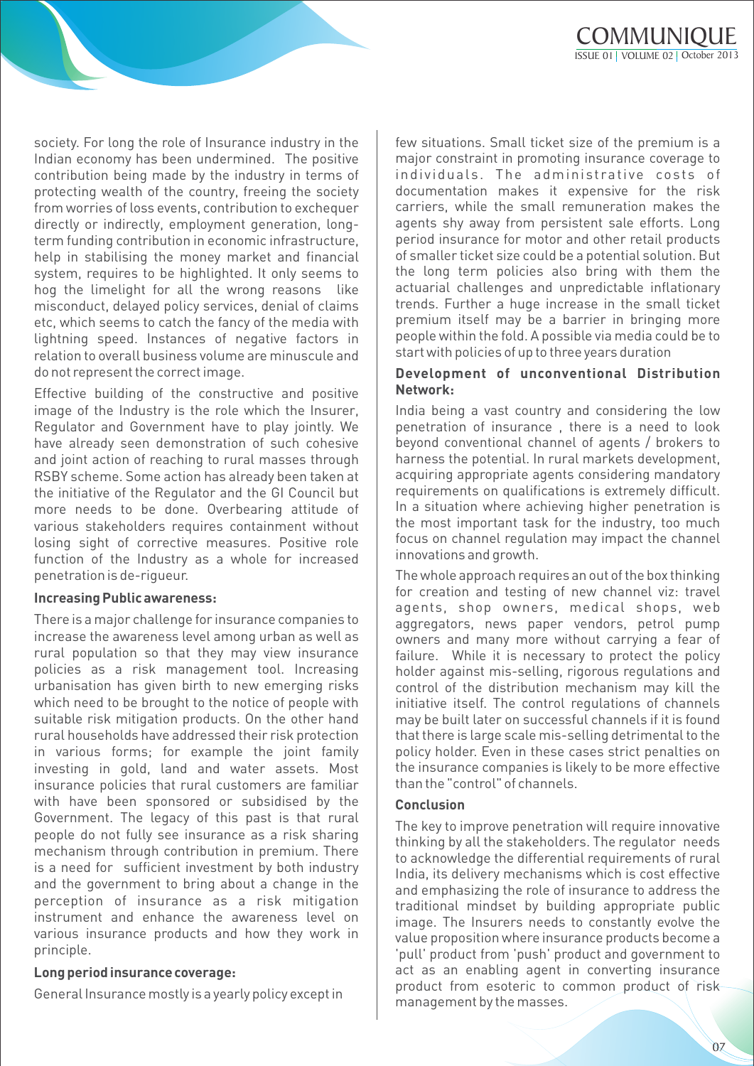society. For long the role of Insurance industry in the Indian economy has been undermined. The positive contribution being made by the industry in terms of protecting wealth of the country, freeing the society from worries of loss events, contribution to exchequer directly or indirectly, employment generation, long-term funding contribution in economic infrastructure, help in stabilising the money market and financial system, requires to be highlighted. It only seems to hog the limelight for all the wrong reasons like misconduct, delayed policy services, denial of claims etc, which seems to catch the fancy of the media with lightning speed. Instances of negative factors in relation to overall business volume are minuscule and do not represent the correct image.

Effective building of the constructive and positive image of the Industry is the role which the Insurer, Regulator and Government have to play jointly. We have already seen demonstration of such cohesive and joint action of reaching to rural masses through RSBY scheme. Some action has already been taken at the initiative of the Regulator and the GI Council but more needs to be done. Overbearing attitude of various stakeholders requires containment without losing sight of corrective measures. Positive role function of the Industry as a whole for increased penetration is de-rigueur.

**Increasing Public awareness:**

There is a major challenge for insurance companies to increase the awareness level among urban as well as rural population so that they may view insurance policies as a risk management tool. Increasing urbanisation has given birth to new emerging risks which need to be brought to the notice of people with suitable risk mitigation products. On the other hand rural households have addressed their risk protection in various forms; for example the joint family investing in gold, land and water assets. Most insurance policies that rural customers are familiar with have been sponsored or subsidised by the Government. The legacy of this past is that rural people do not fully see insurance as a risk sharing mechanism through contribution in premium. There is a need for sufficient investment by both industry and the government to bring about a change in the perception of insurance as a risk mitigation instrument and enhance the awareness level on various insurance products and how they work in principle.

**Long period insurance coverage:**

General Insurance mostly is a yearly policy except in few situations. Small ticket size of the premium is a major constraint in promoting insurance coverage to individuals. The administrative costs of documentation makes it expensive for the risk carriers, while the small remuneration makes the agents shy away from persistent sale efforts. Long period insurance for motor and other retail products of smaller ticket size could be a potential solution. But the long term policies also bring with them the actuarial challenges and unpredictable inflationary trends. Further a huge increase in the small ticket premium itself may be a barrier in bringing more people within the fold. A possible via media could be to start with policies of up to three years duration

**Development of unconventional Distribution Network:**

India being a vast country and considering the low penetration of insurance , there is a need to look beyond conventional channel of agents / brokers to harness the potential. In rural markets development, acquiring appropriate agents considering mandatory requirements on qualifications is extremely difficult. In a situation where achieving higher penetration is the most important task for the industry, too much focus on channel regulation may impact the channel innovations and growth.

The whole approach requires an out of the box thinking for creation and testing of new channel viz: travel agents, shop owners, medical shops, web aggregators, news paper vendors, petrol pump owners and many more without carrying a fear of failure. While it is necessary to protect the policy holder against mis-selling, rigorous regulations and control of the distribution mechanism may kill the initiative itself. The control regulations of channels may be built later on successful channels if it is found that there is large scale mis-selling detrimental to the policy holder. Even in these cases strict penalties on the insurance companies is likely to be more effective than the "control" of channels.

**Conclusion**

The key to improve penetration will require innovative thinking by all the stakeholders. The regulator needs to acknowledge the differential requirements of rural India, its delivery mechanisms which is cost effective and emphasizing the role of insurance to address the traditional mindset by building appropriate public image. The Insurers needs to constantly evolve the value proposition where insurance products become a 'pull' product from 'push' product and government to act as an enabling agent in converting insurance product from esoteric to common product of risk management by the masses.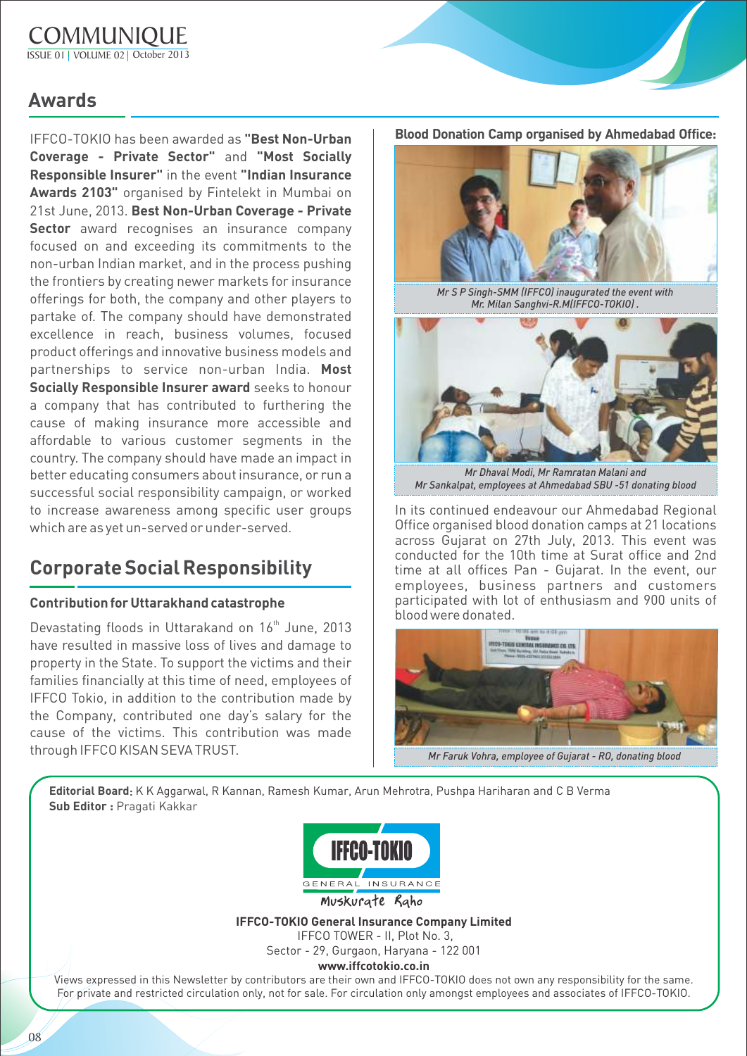## Awards

IFFCO-TOKIO has been awarded as **"Best Non-Urban Coverage - Private Sector"** and **"Most Socially Responsible Insurer"** in the event **"Indian Insurance Awards 2103"** organised by Fintelekt in Mumbai on 21st June, 2013. **Best Non-Urban Coverage - Private Sector** award recognises an insurance company focused on and exceeding its commitments to the non-urban Indian market, and in the process pushing the frontiers by creating newer markets for insurance offerings for both, the company and other players to partake of. The company should have demonstrated excellence in reach, business volumes, focused product offerings and innovative business models and partnerships to service non-urban India. **Most Socially Responsible Insurer award** seeks to honour a company that has contributed to furthering the cause of making insurance more accessible and affordable to various customer segments in the country. The company should have made an impact in better educating consumers about insurance, or run a successful social responsibility campaign, or worked to increase awareness among specific user groups which are as yet un-served or under-served.

## Corporate Social Responsibility

### Contribution for Uttarakhand catastrophe

Devastating floods in Uttarakand on 16th June, 2013 have resulted in massive loss of lives and damage to property in the State. To support the victims and their families financially at this time of need, employees of IFFCO Tokio, in addition to the contribution made by the Company, contributed one day's salary for the cause of the victims. This contribution was made through IFFCO KISAN SEVA TRUST.

### Blood Donation Camp organised by Ahmedabad Office:

*Mr S P Singh-SMM (IFFCO) inaugurated the event with Mr. Milan Sanghvi-R.M(IFFCO-TOKIO) .*

*Mr Dhaval Modi, Mr Ramratan Malani and Mr Sankalpat, employees at Ahmedabad SBU -51 donating blood*

In its continued endeavour our Ahmedabad Regional Office organised blood donation camps at 21 locations across Gujarat on 27th July, 2013. This event was conducted for the 10th time at Surat office and 2nd time at all offices Pan - Gujarat. In the event, our employees, business partners and customers participated with lot of enthusiasm and 900 units of blood were donated.

*Mr Faruk Vohra, employee of Gujarat - RO, donating blood*

---

**Editorial Board:** K K Aggarwal, R Kannan, Ramesh Kumar, Arun Mehrotra, Pushpa Hariharan and C B Verma
**Sub Editor :** Pragati Kakkar

IFFCO-TOKIO GENERAL INSURANCE
Muskurate Raho

**IFFCO-TOKIO General Insurance Company Limited**
IFFCO TOWER - II, Plot No. 3,
Sector - 29, Gurgaon, Haryana - 122 001
**www.iffcotokio.co.in**

Views expressed in this Newsletter by contributors are their own and IFFCO-TOKIO does not own any responsibility for the same. For private and restricted circulation only, not for sale. For circulation only amongst employees and associates of IFFCO-TOKIO.